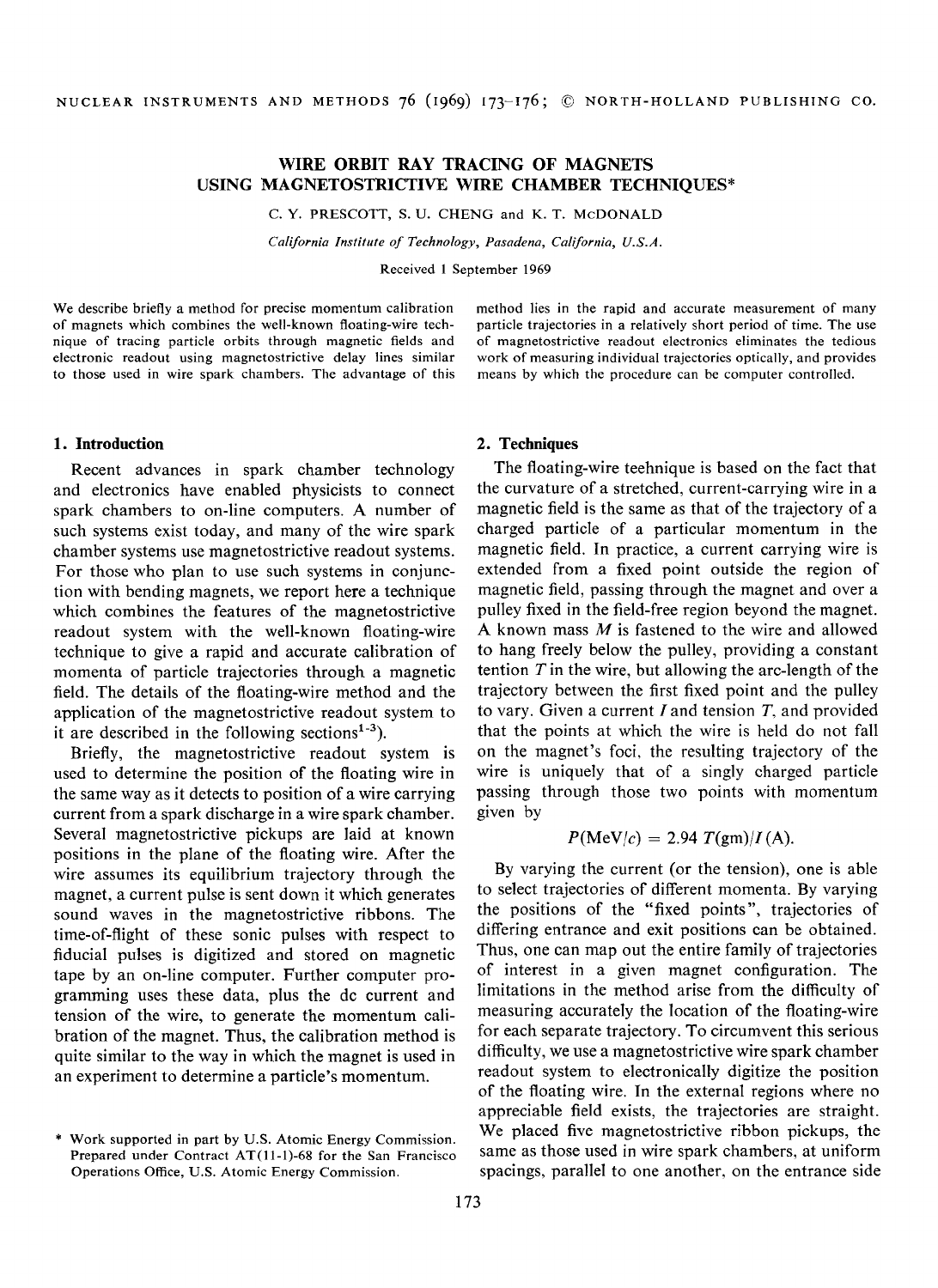# WIRE ORBIT RAY TRACING OF MAGNETS USING MAGNETOSTRICTIVE WIRE CHAMBER TECHNIQUES*

C. Y. PRESCOTT, S. U. CHENG and K. T. McDONALD

*California Institute of Technology, Pasadena, California, U.S.A.*

Received 1 September 1969

We describe briefly a method for precise momentum calibration of magnets which combines the well-known floating-wire technique of tracing particle orbits through magnetic fields and electronic readout using magnetostrictive delay lines similar to those used in wire spark chambers. The advantage of this method lies in the rapid and accurate measurement of many particle trajectories in a relatively short period of time. The use of magnetostrictive readout electronics eliminates the tedious work of measuring individual trajectories optically, and provides means by which the procedure can be computer controlled.

## 1. Introduction

Recent advances in spark chamber technology and electronics have enabled physicists to connect spark chambers to on-line computers. A number of such systems exist today, and many of the wire spark chamber systems use magnetostrictive readout systems. For those who plan to use such systems in conjunction with bending magnets, we report here a technique which combines the features of the magnetostrictive readout system with the well-known floating-wire technique to give a rapid and accurate calibration of momenta of particle trajectories through a magnetic field. The details of the floating-wire method and the application of the magnetostrictive readout system to it are described in the following sections[1-3].

Briefly, the magnetostrictive readout system is used to determine the position of the floating wire in the same way as it detects to position of a wire carrying current from a spark discharge in a wire spark chamber. Several magnetostrictive pickups are laid at known positions in the plane of the floating wire. After the wire assumes its equilibrium trajectory through the magnet, a current pulse is sent down it which generates sound waves in the magnetostrictive ribbons. The time-of-flight of these sonic pulses with respect to fiducial pulses is digitized and stored on magnetic tape by an on-line computer. Further computer programming uses these data, plus the dc current and tension of the wire, to generate the momentum calibration of the magnet. Thus, the calibration method is quite similar to the way in which the magnet is used in an experiment to determine a particle's momentum.

## 2. Techniques

The floating-wire teehnique is based on the fact that the curvature of a stretched, current-carrying wire in a magnetic field is the same as that of the trajectory of a charged particle of a particular momentum in the magnetic field. In practice, a current carrying wire is extended from a fixed point outside the region of magnetic field, passing through the magnet and over a pulley fixed in the field-free region beyond the magnet. A known mass $M$ is fastened to the wire and allowed to hang freely below the pulley, providing a constant tension $T$ in the wire, but allowing the arc-length of the trajectory between the first fixed point and the pulley to vary. Given a current $I$ and tension $T$, and provided that the points at which the wire is held do not fall on the magnet's foci, the resulting trajectory of the wire is uniquely that of a singly charged particle passing through those two points with momentum given by

$$P(\text{MeV}/c) = 2.94\ T(\text{gm})/I\,(\text{A}).$$

By varying the current (or the tension), one is able to select trajectories of different momenta. By varying the positions of the "fixed points", trajectories of differing entrance and exit positions can be obtained. Thus, one can map out the entire family of trajectories of interest in a given magnet configuration. The limitations in the method arise from the difficulty of measuring accurately the location of the floating-wire for each separate trajectory. To circumvent this serious difficulty, we use a magnetostrictive wire spark chamber readout system to electronically digitize the position of the floating wire. In the external regions where no appreciable field exists, the trajectories are straight. We placed five magnetostrictive ribbon pickups, the same as those used in wire spark chambers, at uniform spacings, parallel to one another, on the entrance side

\* Work supported in part by U.S. Atomic Energy Commission. Prepared under Contract AT(11-1)-68 for the San Francisco Operations Office, U.S. Atomic Energy Commission.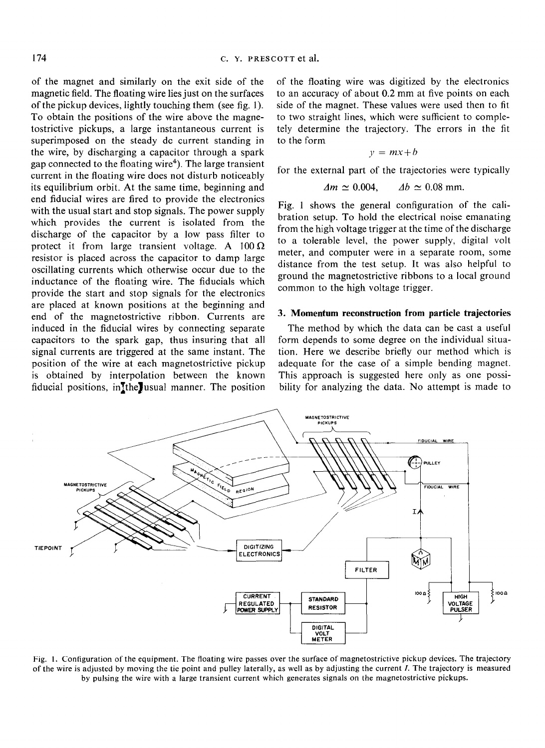of the magnet and similarly on the exit side of the magnetic field. The floating wire lies just on the surfaces of the pickup devices, lightly touching them (see fig. 1). To obtain the positions of the wire above the magnetostrictive pickups, a large instantaneous current is superimposed on the steady dc current standing in the wire, by discharging a capacitor through a spark gap connected to the floating wire[4]). The large transient current in the floating wire does not disturb noticeably its equilibrium orbit. At the same time, beginning and end fiducial wires are fired to provide the electronics with the usual start and stop signals. The power supply which provides the current is isolated from the discharge of the capacitor by a low pass filter to protect it from large transient voltage. A 100 Ω resistor is placed across the capacitor to damp large oscillating currents which otherwise occur due to the inductance of the floating wire. The fiducials which provide the start and stop signals for the electronics are placed at known positions at the beginning and end of the magnetostrictive ribbon. Currents are induced in the fiducial wires by connecting separate capacitors to the spark gap, thus insuring that all signal currents are triggered at the same instant. The position of the wire at each magnetostrictive pickup is obtained by interpolation between the known fiducial positions, in the usual manner. The position of the floating wire was digitized by the electronics to an accuracy of about 0.2 mm at five points on each side of the magnet. These values were used then to fit to two straight lines, which were sufficient to completely determine the trajectory. The errors in the fit to the form

$$y = mx + b$$

for the external part of the trajectories were typically

$$\Delta m \simeq 0.004, \qquad \Delta b \simeq 0.08 \text{ mm}.$$

Fig. 1 shows the general configuration of the calibration setup. To hold the electrical noise emanating from the high voltage trigger at the time of the discharge to a tolerable level, the power supply, digital volt meter, and computer were in a separate room, some distance from the test setup. It was also helpful to ground the magnetostrictive ribbons to a local ground common to the high voltage trigger.

## 3. Momentum reconstruction from particle trajectories

The method by which the data can be cast a useful form depends to some degree on the individual situation. Here we describe briefly our method which is adequate for the case of a simple bending magnet. This approach is suggested here only as one possibility for analyzing the data. No attempt is made to

Fig. 1. Configuration of the equipment. The floating wire passes over the surface of magnetostrictive pickup devices. The trajectory of the wire is adjusted by moving the tie point and pulley laterally, as well as by adjusting the current $I$. The trajectory is measured by pulsing the wire with a large transient current which generates signals on the magnetostrictive pickups.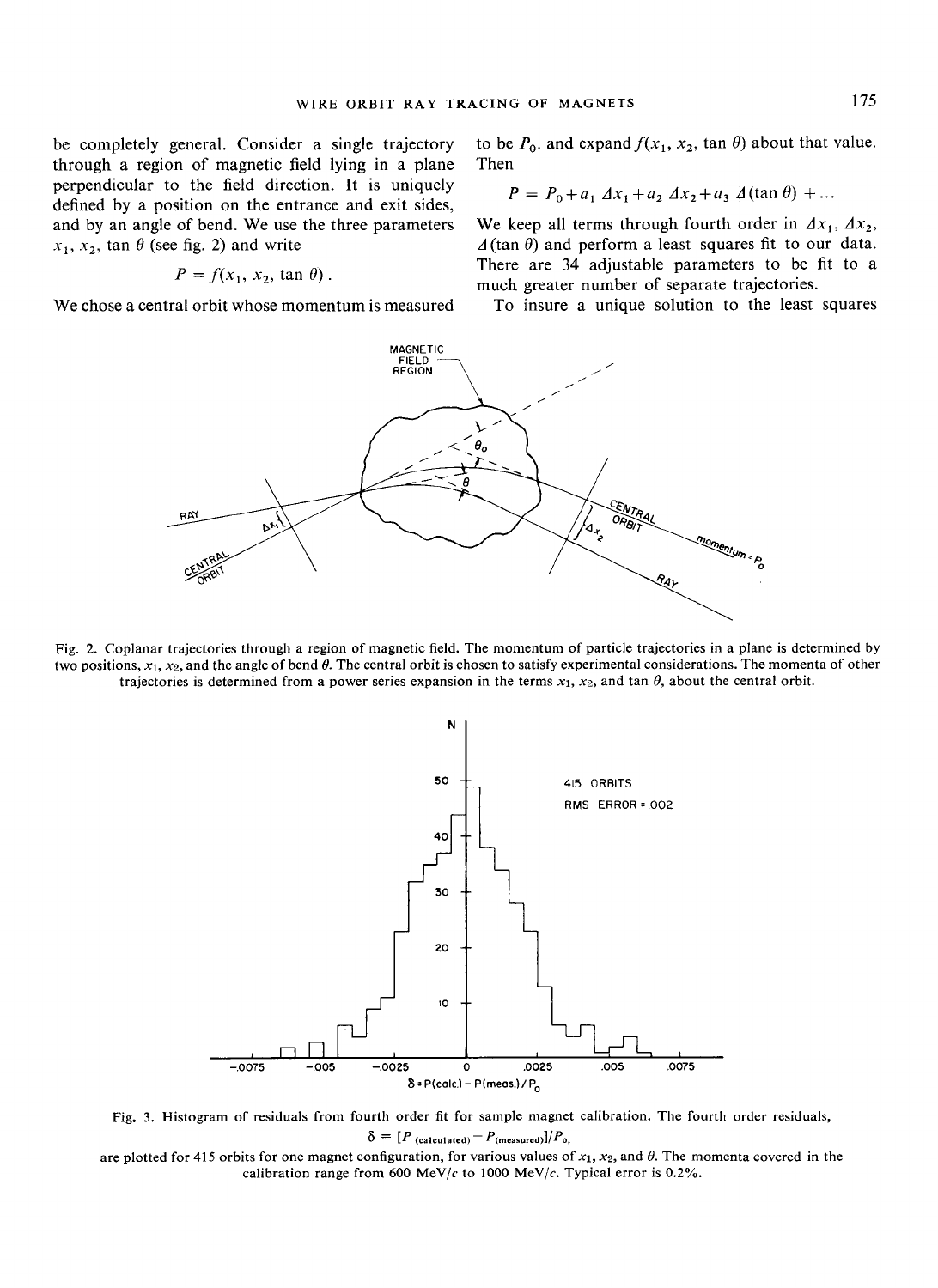be completely general. Consider a single trajectory through a region of magnetic field lying in a plane perpendicular to the field direction. It is uniquely defined by a position on the entrance and exit sides, and by an angle of bend. We use the three parameters $x_1$, $x_2$, $\tan\theta$ (see fig. 2) and write

$$P = f(x_1,\, x_2,\, \tan\theta)\,.$$

We chose a central orbit whose momentum is measured to be $P_0$, and expand $f(x_1, x_2, \tan\theta)$ about that value. Then

$$P = P_0 + a_1\,\Delta x_1 + a_2\,\Delta x_2 + a_3\,\Delta(\tan\theta) + \ldots$$

We keep all terms through fourth order in $\Delta x_1$, $\Delta x_2$, $\Delta(\tan\theta)$ and perform a least squares fit to our data. There are 34 adjustable parameters to be fit to a much greater number of separate trajectories.

To insure a unique solution to the least squares

Fig. 2. Coplanar trajectories through a region of magnetic field. The momentum of particle trajectories in a plane is determined by two positions, $x_1$, $x_2$, and the angle of bend $\theta$. The central orbit is chosen to satisfy experimental considerations. The momenta of other trajectories is determined from a power series expansion in the terms $x_1$, $x_2$, and $\tan\theta$, about the central orbit.

Fig. 3. Histogram of residuals from fourth order fit for sample magnet calibration. The fourth order residuals,

$$\delta = [P_{\text{(calculated)}} - P_{\text{(measured)}}]/P_0,$$

are plotted for 415 orbits for one magnet configuration, for various values of $x_1$, $x_2$, and $\theta$. The momenta covered in the calibration range from 600 MeV/$c$ to 1000 MeV/$c$. Typical error is 0.2%.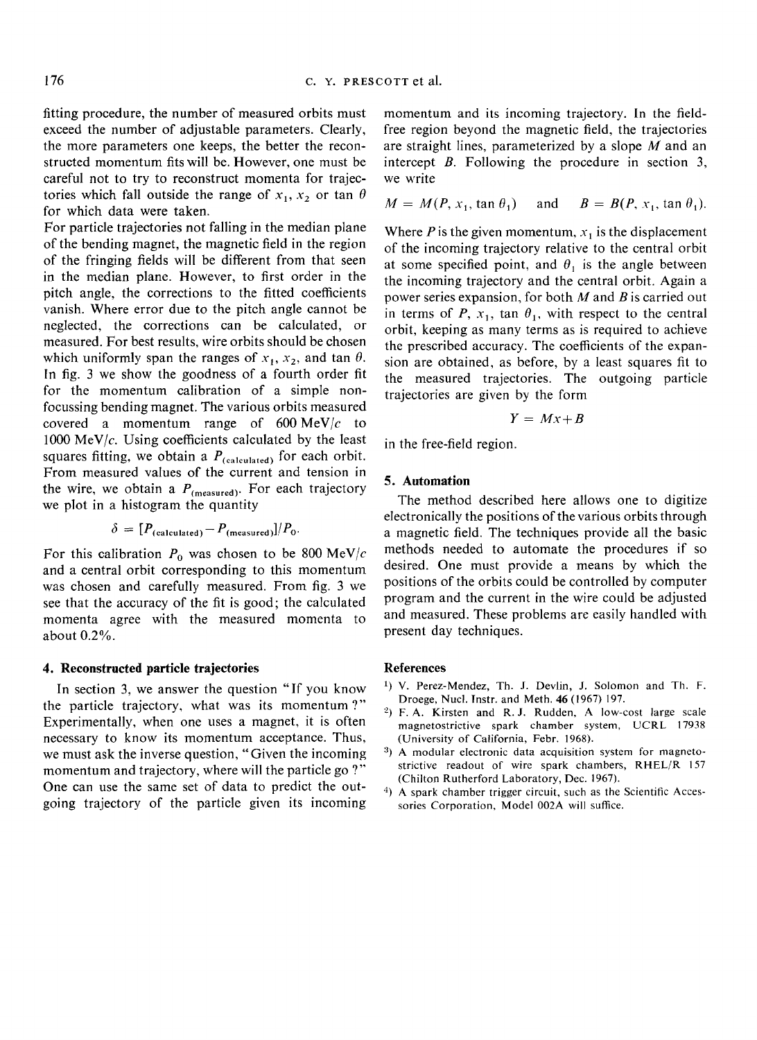fitting procedure, the number of measured orbits must exceed the number of adjustable parameters. Clearly, the more parameters one keeps, the better the reconstructed momentum fits will be. However, one must be careful not to try to reconstruct momenta for trajectories which fall outside the range of $x_1$, $x_2$ or $\tan\theta$ for which data were taken.

For particle trajectories not falling in the median plane of the bending magnet, the magnetic field in the region of the fringing fields will be different from that seen in the median plane. However, to first order in the pitch angle, the corrections to the fitted coefficients vanish. Where error due to the pitch angle cannot be neglected, the corrections can be calculated, or measured. For best results, wire orbits should be chosen which uniformly span the ranges of $x_1$, $x_2$, and $\tan\theta$. In fig. 3 we show the goodness of a fourth order fit for the momentum calibration of a simple non-focussing bending magnet. The various orbits measured covered a momentum range of 600 MeV/$c$ to 1000 MeV/$c$. Using coefficients calculated by the least squares fitting, we obtain a $P_{(\text{calculated})}$ for each orbit. From measured values of the current and tension in the wire, we obtain a $P_{(\text{measured})}$. For each trajectory we plot in a histogram the quantity

$$\delta = [P_{(\text{calculated})} - P_{(\text{measured})}]/P_0.$$

For this calibration $P_0$ was chosen to be 800 MeV/$c$ and a central orbit corresponding to this momentum was chosen and carefully measured. From fig. 3 we see that the accuracy of the fit is good; the calculated momenta agree with the measured momenta to about 0.2%.

## 4. Reconstructed particle trajectories

In section 3, we answer the question "If you know the particle trajectory, what was its momentum?" Experimentally, when one uses a magnet, it is often necessary to know its momentum acceptance. Thus, we must ask the inverse question, "Given the incoming momentum and trajectory, where will the particle go?" One can use the same set of data to predict the outgoing trajectory of the particle given its incoming momentum and its incoming trajectory. In the field-free region beyond the magnetic field, the trajectories are straight lines, parameterized by a slope $M$ and an intercept $B$. Following the procedure in section 3, we write

$$M = M(P, x_1, \tan\theta_1) \quad \text{and} \quad B = B(P, x_1, \tan\theta_1).$$

Where $P$ is the given momentum, $x_1$ is the displacement of the incoming trajectory relative to the central orbit at some specified point, and $\theta_1$ is the angle between the incoming trajectory and the central orbit. Again a power series expansion, for both $M$ and $B$ is carried out in terms of $P$, $x_1$, $\tan\theta_1$, with respect to the central orbit, keeping as many terms as is required to achieve the prescribed accuracy. The coefficients of the expansion are obtained, as before, by a least squares fit to the measured trajectories. The outgoing particle trajectories are given by the form

$$Y = Mx + B$$

in the free-field region.

## 5. Automation

The method described here allows one to digitize electronically the positions of the various orbits through a magnetic field. The techniques provide all the basic methods needed to automate the procedures if so desired. One must provide a means by which the positions of the orbits could be controlled by computer program and the current in the wire could be adjusted and measured. These problems are easily handled with present day techniques.

## References

[1] V. Perez-Mendez, Th. J. Devlin, J. Solomon and Th. F. Droege, Nucl. Instr. and Meth. **46** (1967) 197.

[2] F. A. Kirsten and R. J. Rudden, A low-cost large scale magnetostrictive spark chamber system, UCRL 17938 (University of California, Febr. 1968).

[3] A modular electronic data acquisition system for magnetostrictive readout of wire spark chambers, RHEL/R 157 (Chilton Rutherford Laboratory, Dec. 1967).

[4] A spark chamber trigger circuit, such as the Scientific Accessories Corporation, Model 002A will suffice.